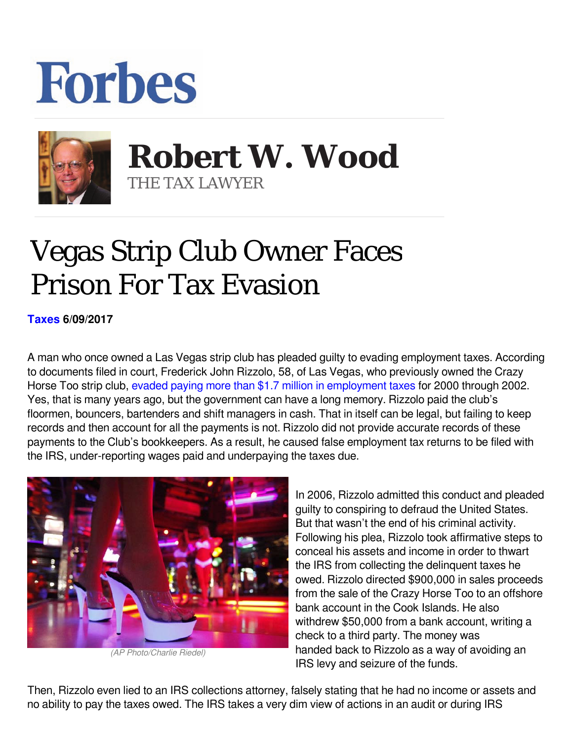Forbes

# Robert W. Wood

THE TAX LAWYER

# Vegas Strip Club Owner Faces Prison For Tax Evasion

**Taxes 6/09/2017**

A man who once owned a Las Vegas strip club has pleaded guilty to evading employment taxes. According to documents filed in court, Frederick John Rizzolo, 58, of Las Vegas, who previously owned the Crazy Horse Too strip club, evaded paying more than $1.7 million in employment taxes for 2000 through 2002. Yes, that is many years ago, but the government can have a long memory. Rizzolo paid the club's floormen, bouncers, bartenders and shift managers in cash. That in itself can be legal, but failing to keep records and then account for all the payments is not. Rizzolo did not provide accurate records of these payments to the Club's bookkeepers. As a result, he caused false employment tax returns to be filed with the IRS, under-reporting wages paid and underpaying the taxes due.

(AP Photo/Charlie Riedel)

In 2006, Rizzolo admitted this conduct and pleaded guilty to conspiring to defraud the United States. But that wasn't the end of his criminal activity. Following his plea, Rizzolo took affirmative steps to conceal his assets and income in order to thwart the IRS from collecting the delinquent taxes he owed. Rizzolo directed $900,000 in sales proceeds from the sale of the Crazy Horse Too to an offshore bank account in the Cook Islands. He also withdrew $50,000 from a bank account, writing a check to a third party. The money was handed back to Rizzolo as a way of avoiding an IRS levy and seizure of the funds.

Then, Rizzolo even lied to an IRS collections attorney, falsely stating that he had no income or assets and no ability to pay the taxes owed. The IRS takes a very dim view of actions in an audit or during IRS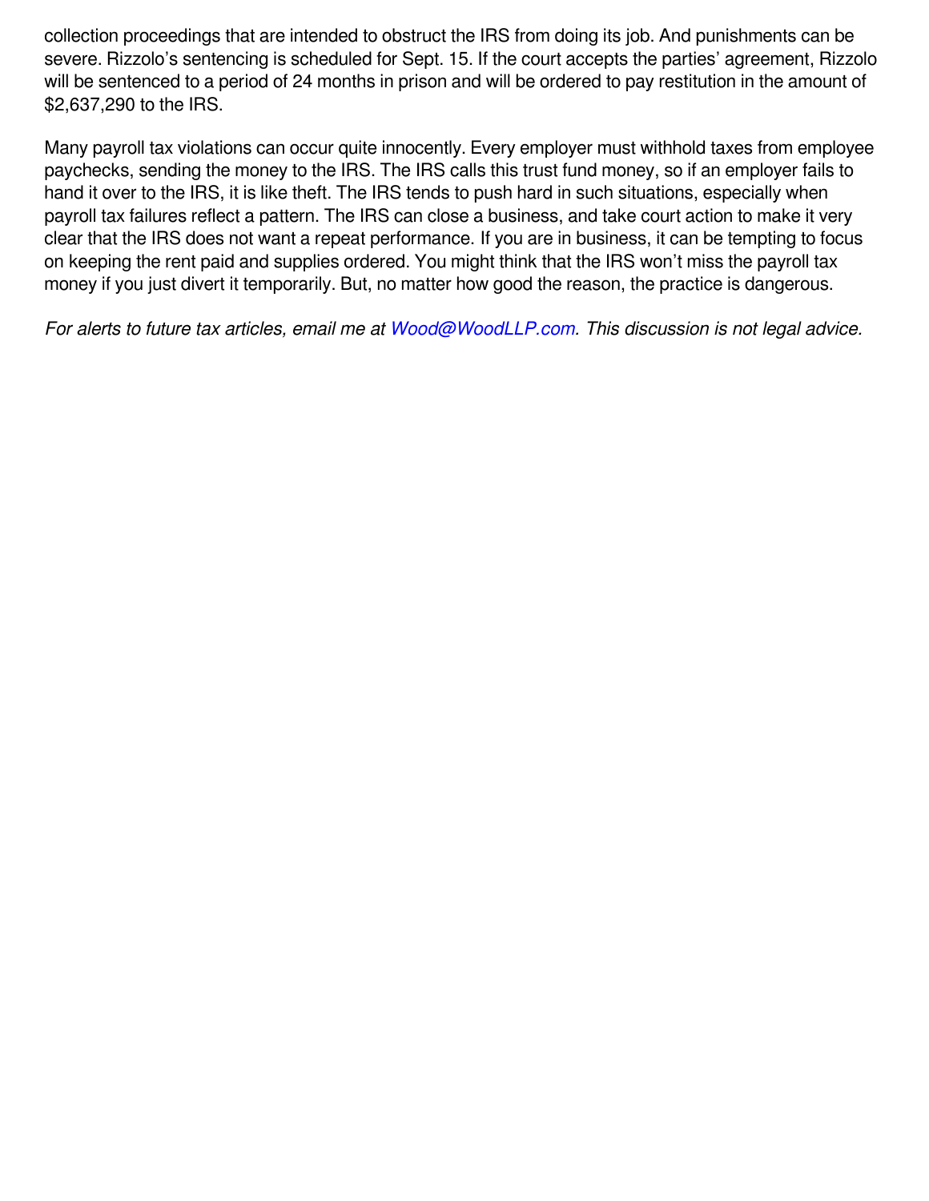collection proceedings that are intended to obstruct the IRS from doing its job. And punishments can be severe. Rizzolo's sentencing is scheduled for Sept. 15. If the court accepts the parties' agreement, Rizzolo will be sentenced to a period of 24 months in prison and will be ordered to pay restitution in the amount of $2,637,290 to the IRS.

Many payroll tax violations can occur quite innocently. Every employer must withhold taxes from employee paychecks, sending the money to the IRS. The IRS calls this trust fund money, so if an employer fails to hand it over to the IRS, it is like theft. The IRS tends to push hard in such situations, especially when payroll tax failures reflect a pattern. The IRS can close a business, and take court action to make it very clear that the IRS does not want a repeat performance. If you are in business, it can be tempting to focus on keeping the rent paid and supplies ordered. You might think that the IRS won't miss the payroll tax money if you just divert it temporarily. But, no matter how good the reason, the practice is dangerous.

*For alerts to future tax articles, email me at Wood@WoodLLP.com. This discussion is not legal advice.*